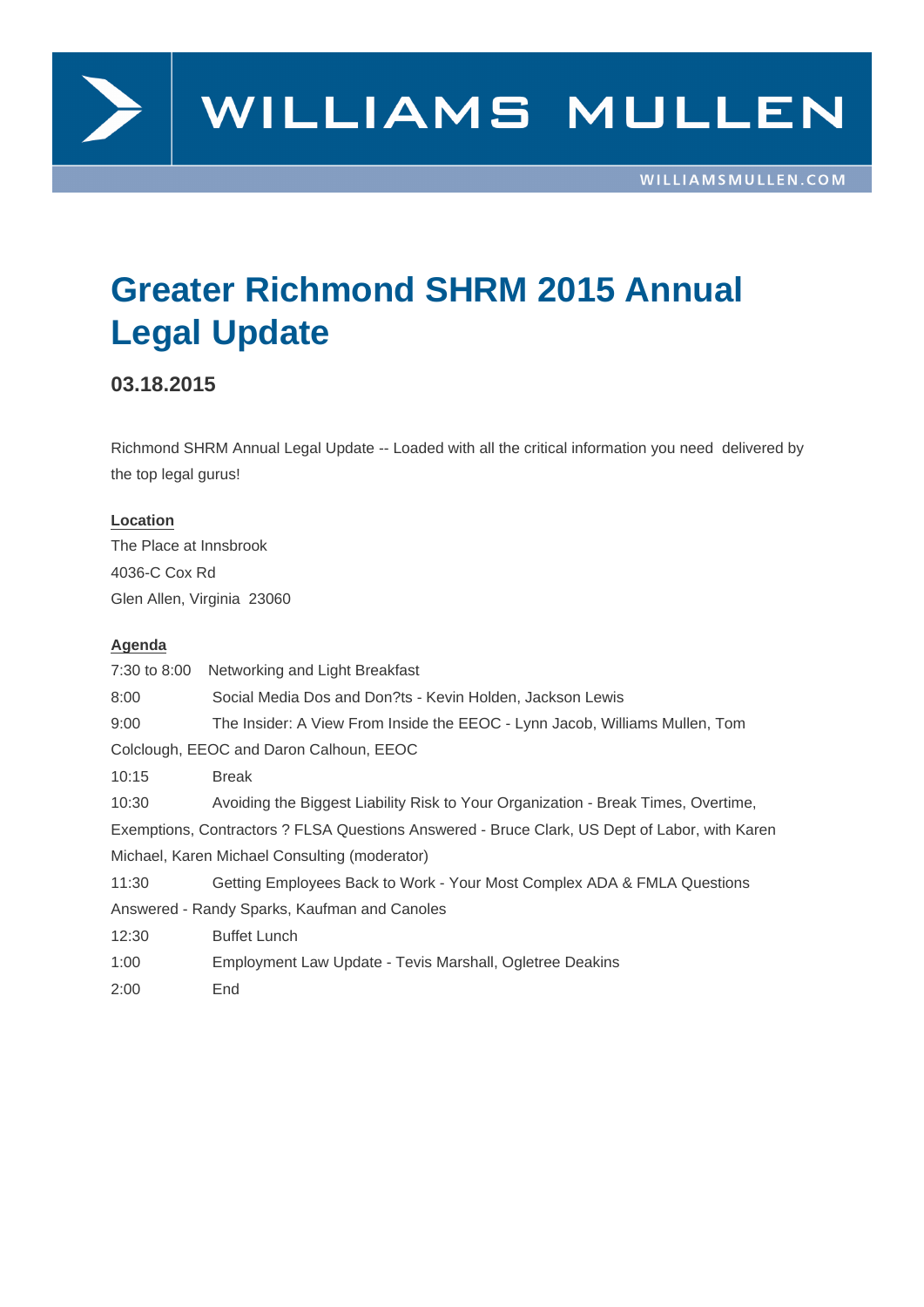# Greater Richmond SHRM 2015 Annual Legal Update

### 03.18.2015

Richmond SHRM Annual Legal Update -- Loaded with all the critical information you need delivered by the top legal gurus!

**Location**

The Place at Innsbrook
4036-C Cox Rd
Glen Allen, Virginia 23060

**Agenda**

7:30 to 8:00 Networking and Light Breakfast

8:00 Social Media Dos and Don?ts - Kevin Holden, Jackson Lewis

9:00 The Insider: A View From Inside the EEOC - Lynn Jacob, Williams Mullen, Tom Colclough, EEOC and Daron Calhoun, EEOC

10:15 Break

10:30 Avoiding the Biggest Liability Risk to Your Organization - Break Times, Overtime, Exemptions, Contractors ? FLSA Questions Answered - Bruce Clark, US Dept of Labor, with Karen Michael, Karen Michael Consulting (moderator)

11:30 Getting Employees Back to Work - Your Most Complex ADA & FMLA Questions Answered - Randy Sparks, Kaufman and Canoles

12:30 Buffet Lunch

1:00 Employment Law Update - Tevis Marshall, Ogletree Deakins

2:00 End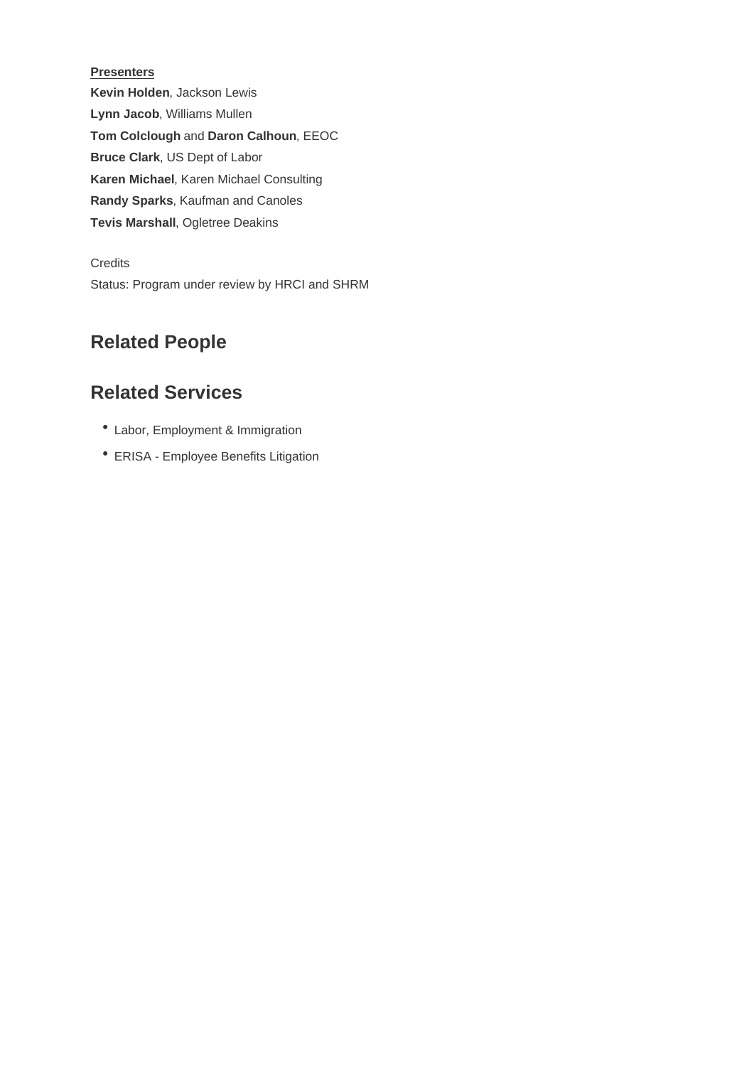**Presenters**

**Kevin Holden**, Jackson Lewis
**Lynn Jacob**, Williams Mullen
**Tom Colclough** and **Daron Calhoun**, EEOC
**Bruce Clark**, US Dept of Labor
**Karen Michael**, Karen Michael Consulting
**Randy Sparks**, Kaufman and Canoles
**Tevis Marshall**, Ogletree Deakins

Credits
Status: Program under review by HRCI and SHRM

## Related People

## Related Services

- Labor, Employment & Immigration
- ERISA - Employee Benefits Litigation